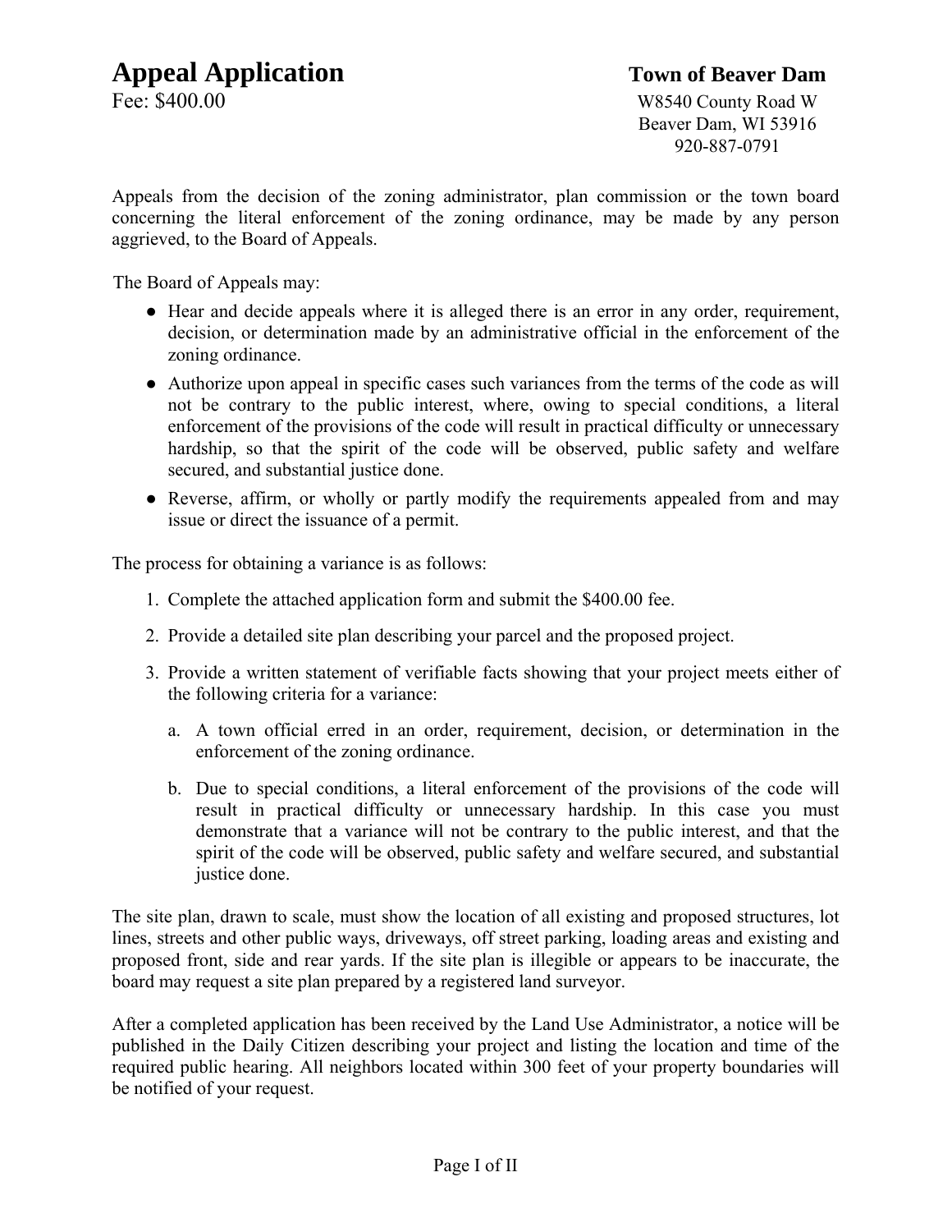# Appeal Application

**Town of Beaver Dam**

Fee: $400.00

W8540 County Road W
Beaver Dam, WI 53916
920-887-0791

Appeals from the decision of the zoning administrator, plan commission or the town board concerning the literal enforcement of the zoning ordinance, may be made by any person aggrieved, to the Board of Appeals.

The Board of Appeals may:

- Hear and decide appeals where it is alleged there is an error in any order, requirement, decision, or determination made by an administrative official in the enforcement of the zoning ordinance.
- Authorize upon appeal in specific cases such variances from the terms of the code as will not be contrary to the public interest, where, owing to special conditions, a literal enforcement of the provisions of the code will result in practical difficulty or unnecessary hardship, so that the spirit of the code will be observed, public safety and welfare secured, and substantial justice done.
- Reverse, affirm, or wholly or partly modify the requirements appealed from and may issue or direct the issuance of a permit.

The process for obtaining a variance is as follows:

1. Complete the attached application form and submit the $400.00 fee.
2. Provide a detailed site plan describing your parcel and the proposed project.
3. Provide a written statement of verifiable facts showing that your project meets either of the following criteria for a variance:
   a. A town official erred in an order, requirement, decision, or determination in the enforcement of the zoning ordinance.
   b. Due to special conditions, a literal enforcement of the provisions of the code will result in practical difficulty or unnecessary hardship. In this case you must demonstrate that a variance will not be contrary to the public interest, and that the spirit of the code will be observed, public safety and welfare secured, and substantial justice done.

The site plan, drawn to scale, must show the location of all existing and proposed structures, lot lines, streets and other public ways, driveways, off street parking, loading areas and existing and proposed front, side and rear yards. If the site plan is illegible or appears to be inaccurate, the board may request a site plan prepared by a registered land surveyor.

After a completed application has been received by the Land Use Administrator, a notice will be published in the Daily Citizen describing your project and listing the location and time of the required public hearing. All neighbors located within 300 feet of your property boundaries will be notified of your request.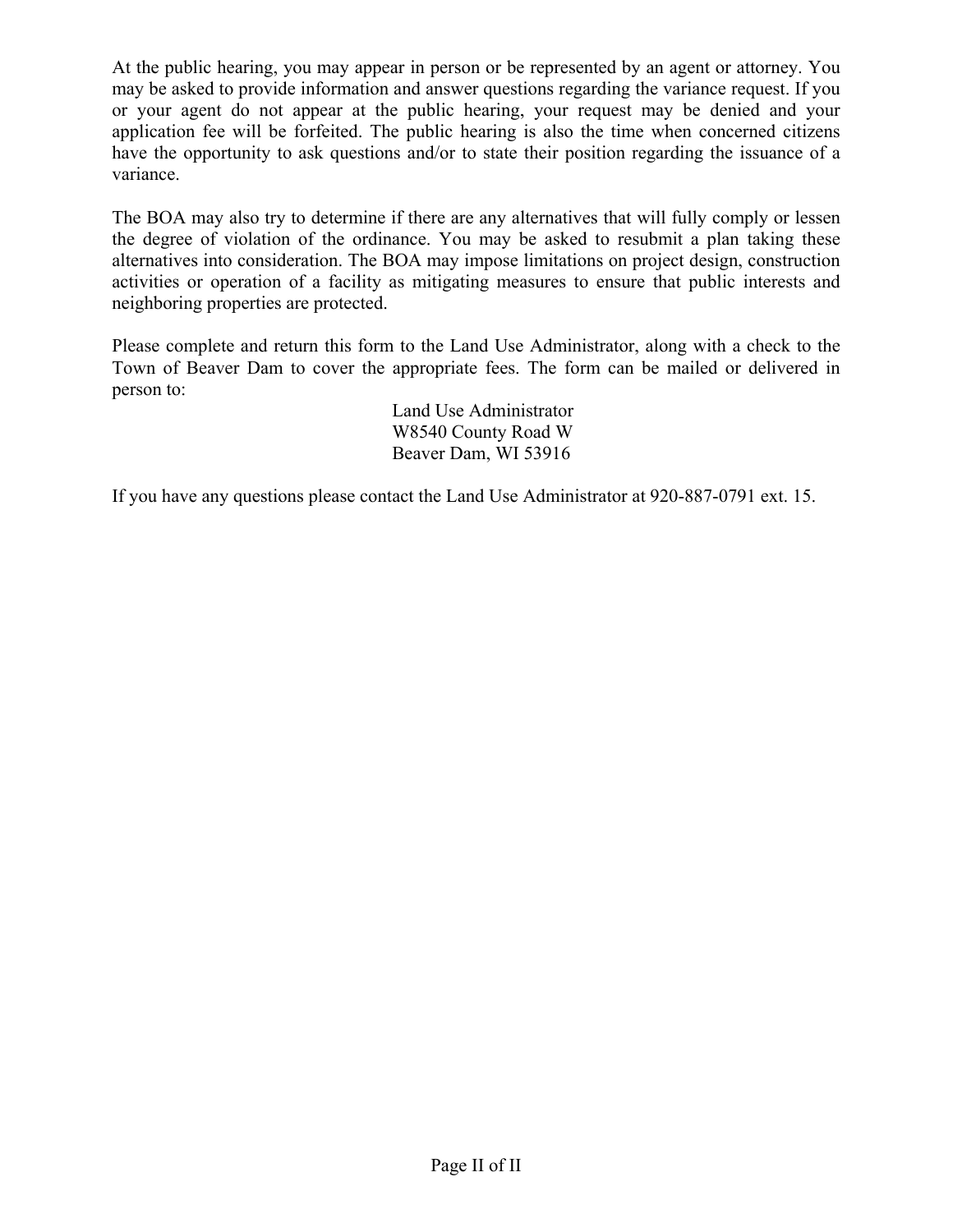At the public hearing, you may appear in person or be represented by an agent or attorney. You may be asked to provide information and answer questions regarding the variance request. If you or your agent do not appear at the public hearing, your request may be denied and your application fee will be forfeited. The public hearing is also the time when concerned citizens have the opportunity to ask questions and/or to state their position regarding the issuance of a variance.

The BOA may also try to determine if there are any alternatives that will fully comply or lessen the degree of violation of the ordinance. You may be asked to resubmit a plan taking these alternatives into consideration. The BOA may impose limitations on project design, construction activities or operation of a facility as mitigating measures to ensure that public interests and neighboring properties are protected.

Please complete and return this form to the Land Use Administrator, along with a check to the Town of Beaver Dam to cover the appropriate fees. The form can be mailed or delivered in person to:

Land Use Administrator
W8540 County Road W
Beaver Dam, WI 53916

If you have any questions please contact the Land Use Administrator at 920-887-0791 ext. 15.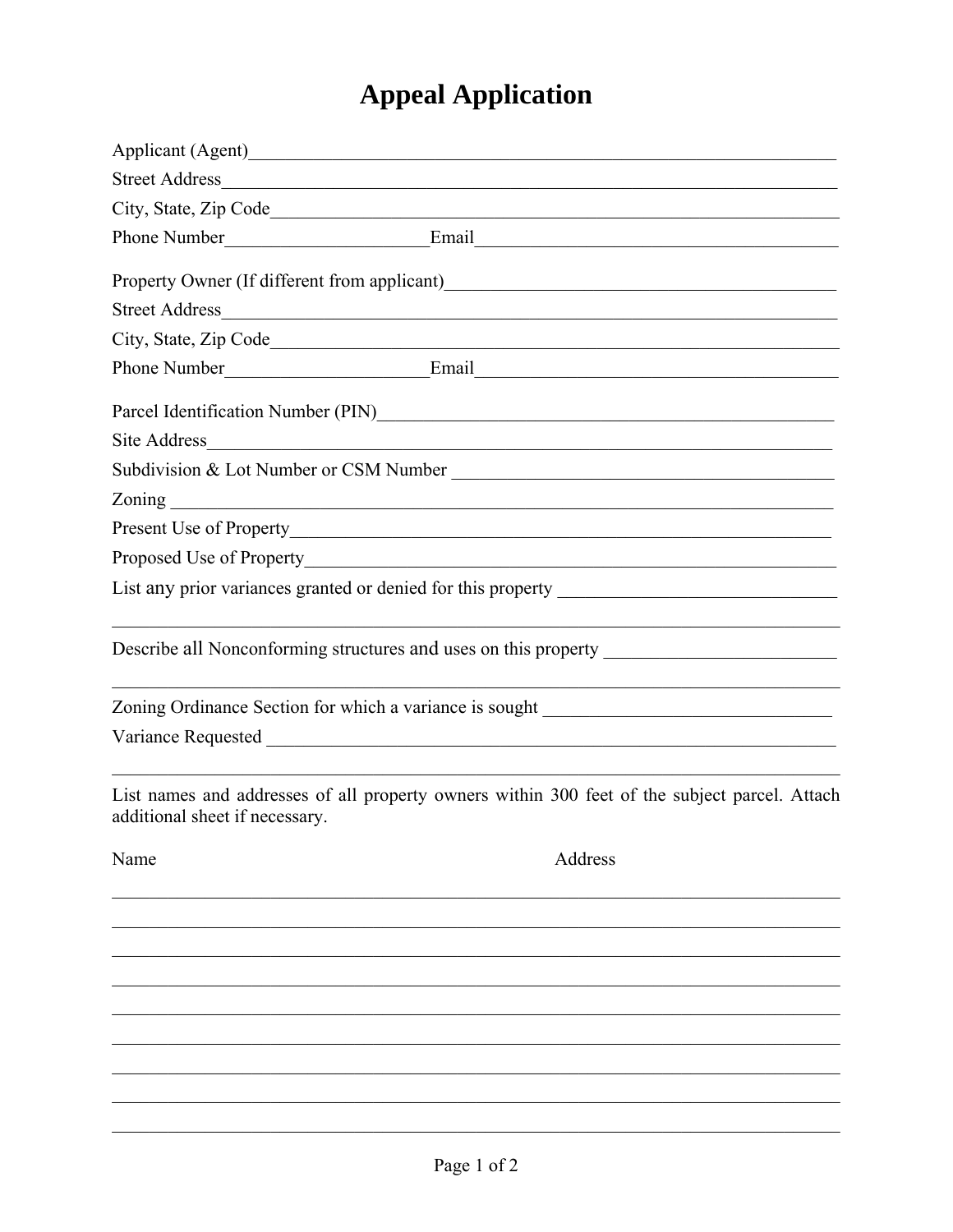# Appeal Application

Applicant (Agent)\_\_\_\_\_\_\_\_\_\_\_\_\_\_\_\_\_\_\_\_\_\_\_\_\_\_\_\_\_\_\_\_\_\_\_\_\_\_\_\_\_\_\_\_\_\_\_\_\_\_\_\_\_\_\_\_

Street Address\_\_\_\_\_\_\_\_\_\_\_\_\_\_\_\_\_\_\_\_\_\_\_\_\_\_\_\_\_\_\_\_\_\_\_\_\_\_\_\_\_\_\_\_\_\_\_\_\_\_\_\_\_\_\_\_\_\_

City, State, Zip Code\_\_\_\_\_\_\_\_\_\_\_\_\_\_\_\_\_\_\_\_\_\_\_\_\_\_\_\_\_\_\_\_\_\_\_\_\_\_\_\_\_\_\_\_\_\_\_\_\_\_\_\_

Phone Number\_\_\_\_\_\_\_\_\_\_\_\_\_\_\_\_\_\_\_\_\_\_Email\_\_\_\_\_\_\_\_\_\_\_\_\_\_\_\_\_\_\_\_\_\_\_\_\_\_\_\_\_\_\_\_\_\_\_\_

Property Owner (If different from applicant)\_\_\_\_\_\_\_\_\_\_\_\_\_\_\_\_\_\_\_\_\_\_\_\_\_\_\_\_\_\_\_\_\_\_\_\_

Street Address\_\_\_\_\_\_\_\_\_\_\_\_\_\_\_\_\_\_\_\_\_\_\_\_\_\_\_\_\_\_\_\_\_\_\_\_\_\_\_\_\_\_\_\_\_\_\_\_\_\_\_\_\_\_\_\_\_\_

City, State, Zip Code\_\_\_\_\_\_\_\_\_\_\_\_\_\_\_\_\_\_\_\_\_\_\_\_\_\_\_\_\_\_\_\_\_\_\_\_\_\_\_\_\_\_\_\_\_\_\_\_\_\_\_\_

Phone Number\_\_\_\_\_\_\_\_\_\_\_\_\_\_\_\_\_\_\_\_\_\_Email\_\_\_\_\_\_\_\_\_\_\_\_\_\_\_\_\_\_\_\_\_\_\_\_\_\_\_\_\_\_\_\_\_\_\_\_

Parcel Identification Number (PIN)\_\_\_\_\_\_\_\_\_\_\_\_\_\_\_\_\_\_\_\_\_\_\_\_\_\_\_\_\_\_\_\_\_\_\_\_\_\_\_\_\_\_\_\_

Site Address\_\_\_\_\_\_\_\_\_\_\_\_\_\_\_\_\_\_\_\_\_\_\_\_\_\_\_\_\_\_\_\_\_\_\_\_\_\_\_\_\_\_\_\_\_\_\_\_\_\_\_\_\_\_\_\_\_\_\_\_

Subdivision & Lot Number or CSM Number \_\_\_\_\_\_\_\_\_\_\_\_\_\_\_\_\_\_\_\_\_\_\_\_\_\_\_\_\_\_\_\_\_\_\_\_

Zoning \_\_\_\_\_\_\_\_\_\_\_\_\_\_\_\_\_\_\_\_\_\_\_\_\_\_\_\_\_\_\_\_\_\_\_\_\_\_\_\_\_\_\_\_\_\_\_\_\_\_\_\_\_\_\_\_\_\_\_\_\_\_\_\_

Present Use of Property\_\_\_\_\_\_\_\_\_\_\_\_\_\_\_\_\_\_\_\_\_\_\_\_\_\_\_\_\_\_\_\_\_\_\_\_\_\_\_\_\_\_\_\_\_\_\_\_\_\_\_\_

Proposed Use of Property\_\_\_\_\_\_\_\_\_\_\_\_\_\_\_\_\_\_\_\_\_\_\_\_\_\_\_\_\_\_\_\_\_\_\_\_\_\_\_\_\_\_\_\_\_\_\_\_\_\_\_

List any prior variances granted or denied for this property \_\_\_\_\_\_\_\_\_\_\_\_\_\_\_\_\_\_\_\_\_\_\_\_\_\_

\_\_\_\_\_\_\_\_\_\_\_\_\_\_\_\_\_\_\_\_\_\_\_\_\_\_\_\_\_\_\_\_\_\_\_\_\_\_\_\_\_\_\_\_\_\_\_\_\_\_\_\_\_\_\_\_\_\_\_\_\_\_\_\_\_\_\_\_\_\_\_\_\_\_

Describe all Nonconforming structures and uses on this property \_\_\_\_\_\_\_\_\_\_\_\_\_\_\_\_\_\_\_\_\_\_

\_\_\_\_\_\_\_\_\_\_\_\_\_\_\_\_\_\_\_\_\_\_\_\_\_\_\_\_\_\_\_\_\_\_\_\_\_\_\_\_\_\_\_\_\_\_\_\_\_\_\_\_\_\_\_\_\_\_\_\_\_\_\_\_\_\_\_\_\_\_\_\_\_\_

Zoning Ordinance Section for which a variance is sought \_\_\_\_\_\_\_\_\_\_\_\_\_\_\_\_\_\_\_\_\_\_\_\_\_\_\_\_

Variance Requested \_\_\_\_\_\_\_\_\_\_\_\_\_\_\_\_\_\_\_\_\_\_\_\_\_\_\_\_\_\_\_\_\_\_\_\_\_\_\_\_\_\_\_\_\_\_\_\_\_\_\_\_\_\_\_\_

\_\_\_\_\_\_\_\_\_\_\_\_\_\_\_\_\_\_\_\_\_\_\_\_\_\_\_\_\_\_\_\_\_\_\_\_\_\_\_\_\_\_\_\_\_\_\_\_\_\_\_\_\_\_\_\_\_\_\_\_\_\_\_\_\_\_\_\_\_\_\_\_\_\_

List names and addresses of all property owners within 300 feet of the subject parcel. Attach additional sheet if necessary.

| Name | Address |
|---|---|
| | |
| | |
| | |
| | |
| | |
| | |
| | |
| | |
| | |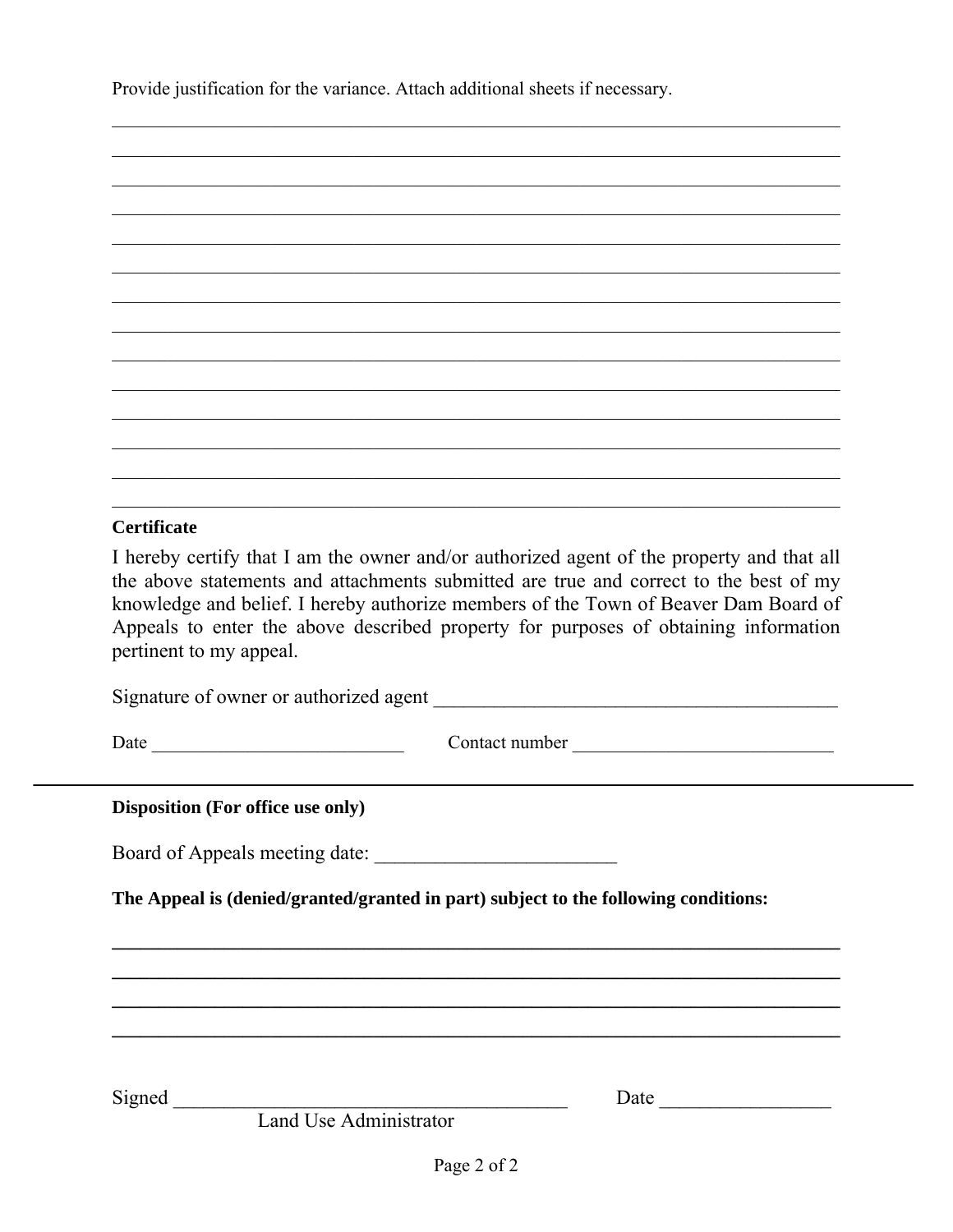Provide justification for the variance. Attach additional sheets if necessary.

_______________________________________________________________________________

_______________________________________________________________________________

_______________________________________________________________________________

_______________________________________________________________________________

_______________________________________________________________________________

_______________________________________________________________________________

_______________________________________________________________________________

_______________________________________________________________________________

_______________________________________________________________________________

_______________________________________________________________________________

_______________________________________________________________________________

_______________________________________________________________________________

_______________________________________________________________________________

_______________________________________________________________________________

**Certificate**

I hereby certify that I am the owner and/or authorized agent of the property and that all the above statements and attachments submitted are true and correct to the best of my knowledge and belief. I hereby authorize members of the Town of Beaver Dam Board of Appeals to enter the above described property for purposes of obtaining information pertinent to my appeal.

Signature of owner or authorized agent ________________________________________

Date __________________________ Contact number ___________________________

---

**Disposition (For office use only)**

Board of Appeals meeting date: ________________________

**The Appeal is (denied/granted/granted in part) subject to the following conditions:**

_______________________________________________________________________________

_______________________________________________________________________________

_______________________________________________________________________________

_______________________________________________________________________________

Signed ________________________________________ Date _________________

Land Use Administrator